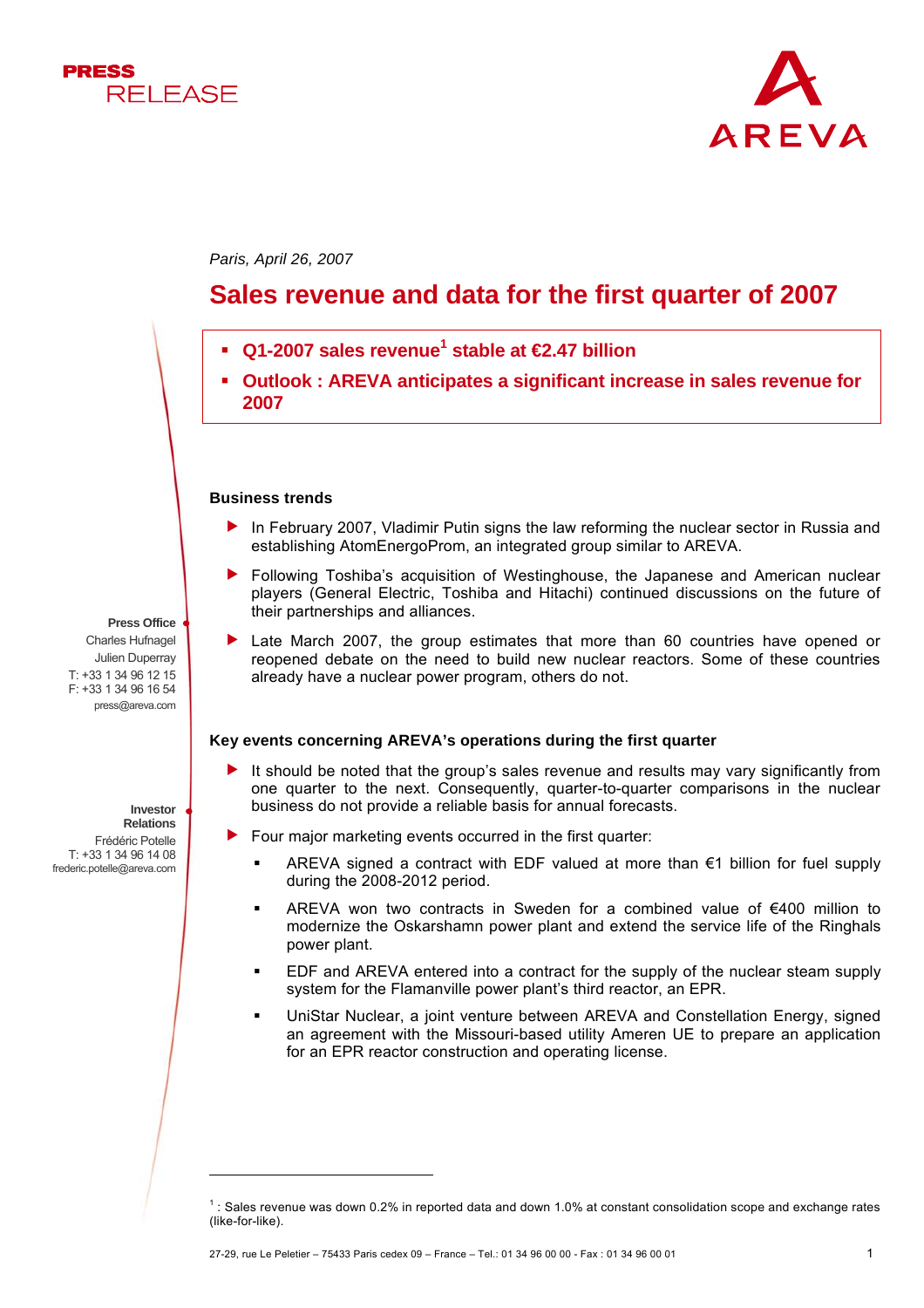PRESS RELEASE

AREVA

*Paris, April 26, 2007*

# Sales revenue and data for the first quarter of 2007

- **Q1-2007 sales revenue[1] stable at €2.47 billion**
- **Outlook : AREVA anticipates a significant increase in sales revenue for 2007**

**Press Office**
Charles Hufnagel
Julien Duperray
T: +33 1 34 96 12 15
F: +33 1 34 96 16 54
press@areva.com

**Investor Relations**
Frédéric Potelle
T: +33 1 34 96 14 08
frederic.potelle@areva.com

## Business trends

- In February 2007, Vladimir Putin signs the law reforming the nuclear sector in Russia and establishing AtomEnergoProm, an integrated group similar to AREVA.
- Following Toshiba's acquisition of Westinghouse, the Japanese and American nuclear players (General Electric, Toshiba and Hitachi) continued discussions on the future of their partnerships and alliances.
- Late March 2007, the group estimates that more than 60 countries have opened or reopened debate on the need to build new nuclear reactors. Some of these countries already have a nuclear power program, others do not.

## Key events concerning AREVA's operations during the first quarter

- It should be noted that the group's sales revenue and results may vary significantly from one quarter to the next. Consequently, quarter-to-quarter comparisons in the nuclear business do not provide a reliable basis for annual forecasts.
- Four major marketing events occurred in the first quarter:
  - AREVA signed a contract with EDF valued at more than €1 billion for fuel supply during the 2008-2012 period.
  - AREVA won two contracts in Sweden for a combined value of €400 million to modernize the Oskarshamn power plant and extend the service life of the Ringhals power plant.
  - EDF and AREVA entered into a contract for the supply of the nuclear steam supply system for the Flamanville power plant's third reactor, an EPR.
  - UniStar Nuclear, a joint venture between AREVA and Constellation Energy, signed an agreement with the Missouri-based utility Ameren UE to prepare an application for an EPR reactor construction and operating license.

---

[1] : Sales revenue was down 0.2% in reported data and down 1.0% at constant consolidation scope and exchange rates (like-for-like).

27-29, rue Le Peletier – 75433 Paris cedex 09 – France – Tel.: 01 34 96 00 00 - Fax : 01 34 96 00 01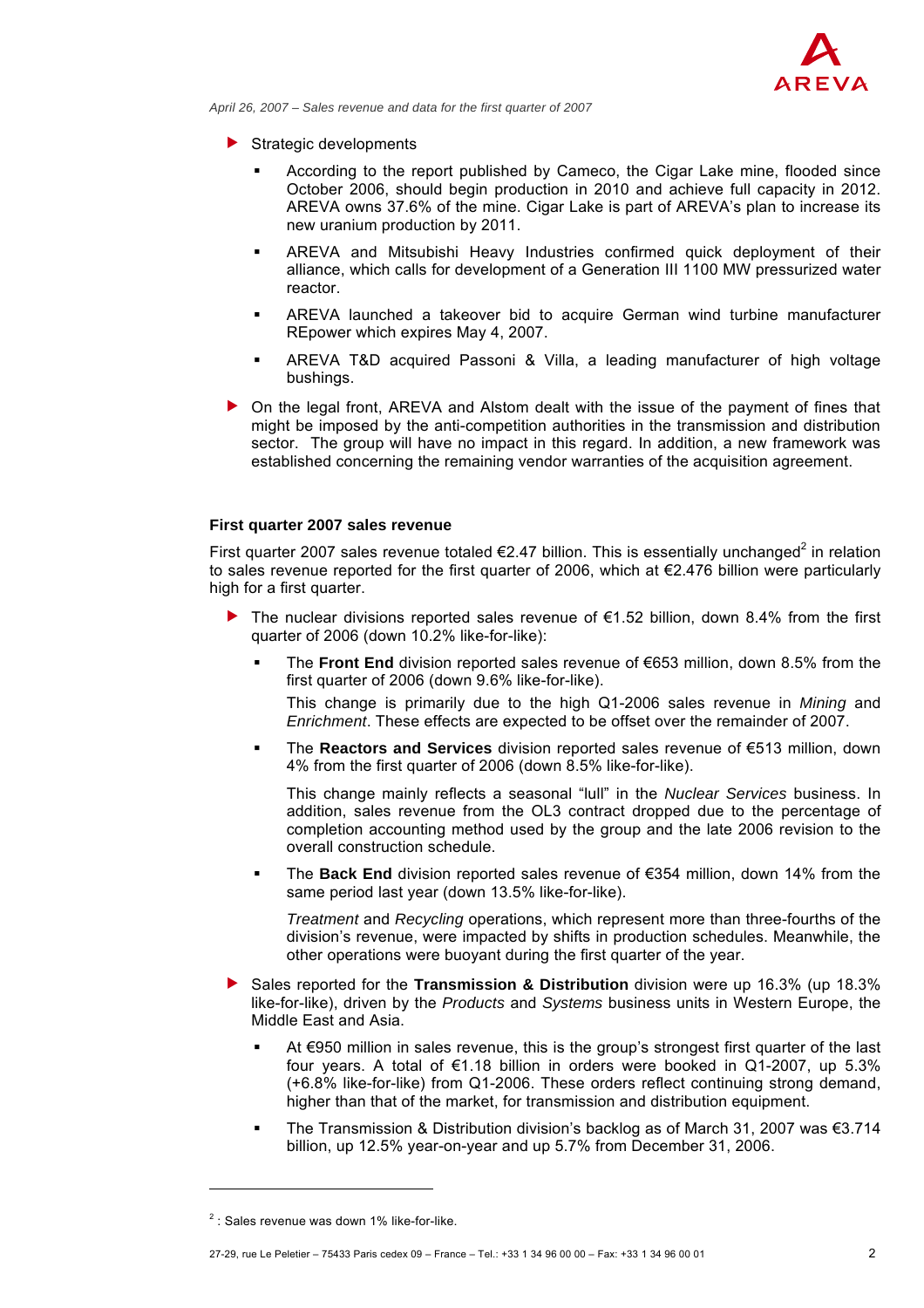- Strategic developments
  - According to the report published by Cameco, the Cigar Lake mine, flooded since October 2006, should begin production in 2010 and achieve full capacity in 2012. AREVA owns 37.6% of the mine. Cigar Lake is part of AREVA's plan to increase its new uranium production by 2011.
  - AREVA and Mitsubishi Heavy Industries confirmed quick deployment of their alliance, which calls for development of a Generation III 1100 MW pressurized water reactor.
  - AREVA launched a takeover bid to acquire German wind turbine manufacturer REpower which expires May 4, 2007.
  - AREVA T&D acquired Passoni & Villa, a leading manufacturer of high voltage bushings.
- On the legal front, AREVA and Alstom dealt with the issue of the payment of fines that might be imposed by the anti-competition authorities in the transmission and distribution sector. The group will have no impact in this regard. In addition, a new framework was established concerning the remaining vendor warranties of the acquisition agreement.

**First quarter 2007 sales revenue**

First quarter 2007 sales revenue totaled €2.47 billion. This is essentially unchanged[2] in relation to sales revenue reported for the first quarter of 2006, which at €2.476 billion were particularly high for a first quarter.

- The nuclear divisions reported sales revenue of €1.52 billion, down 8.4% from the first quarter of 2006 (down 10.2% like-for-like):
  - The **Front End** division reported sales revenue of €653 million, down 8.5% from the first quarter of 2006 (down 9.6% like-for-like).

    This change is primarily due to the high Q1-2006 sales revenue in *Mining* and *Enrichment*. These effects are expected to be offset over the remainder of 2007.
  - The **Reactors and Services** division reported sales revenue of €513 million, down 4% from the first quarter of 2006 (down 8.5% like-for-like).

    This change mainly reflects a seasonal "lull" in the *Nuclear Services* business. In addition, sales revenue from the OL3 contract dropped due to the percentage of completion accounting method used by the group and the late 2006 revision to the overall construction schedule.
  - The **Back End** division reported sales revenue of €354 million, down 14% from the same period last year (down 13.5% like-for-like).

    *Treatment* and *Recycling* operations, which represent more than three-fourths of the division's revenue, were impacted by shifts in production schedules. Meanwhile, the other operations were buoyant during the first quarter of the year.
- Sales reported for the **Transmission & Distribution** division were up 16.3% (up 18.3% like-for-like), driven by the *Products* and *Systems* business units in Western Europe, the Middle East and Asia.
  - At €950 million in sales revenue, this is the group's strongest first quarter of the last four years. A total of €1.18 billion in orders were booked in Q1-2007, up 5.3% (+6.8% like-for-like) from Q1-2006. These orders reflect continuing strong demand, higher than that of the market, for transmission and distribution equipment.
  - The Transmission & Distribution division's backlog as of March 31, 2007 was €3.714 billion, up 12.5% year-on-year and up 5.7% from December 31, 2006.

---

[2] : Sales revenue was down 1% like-for-like.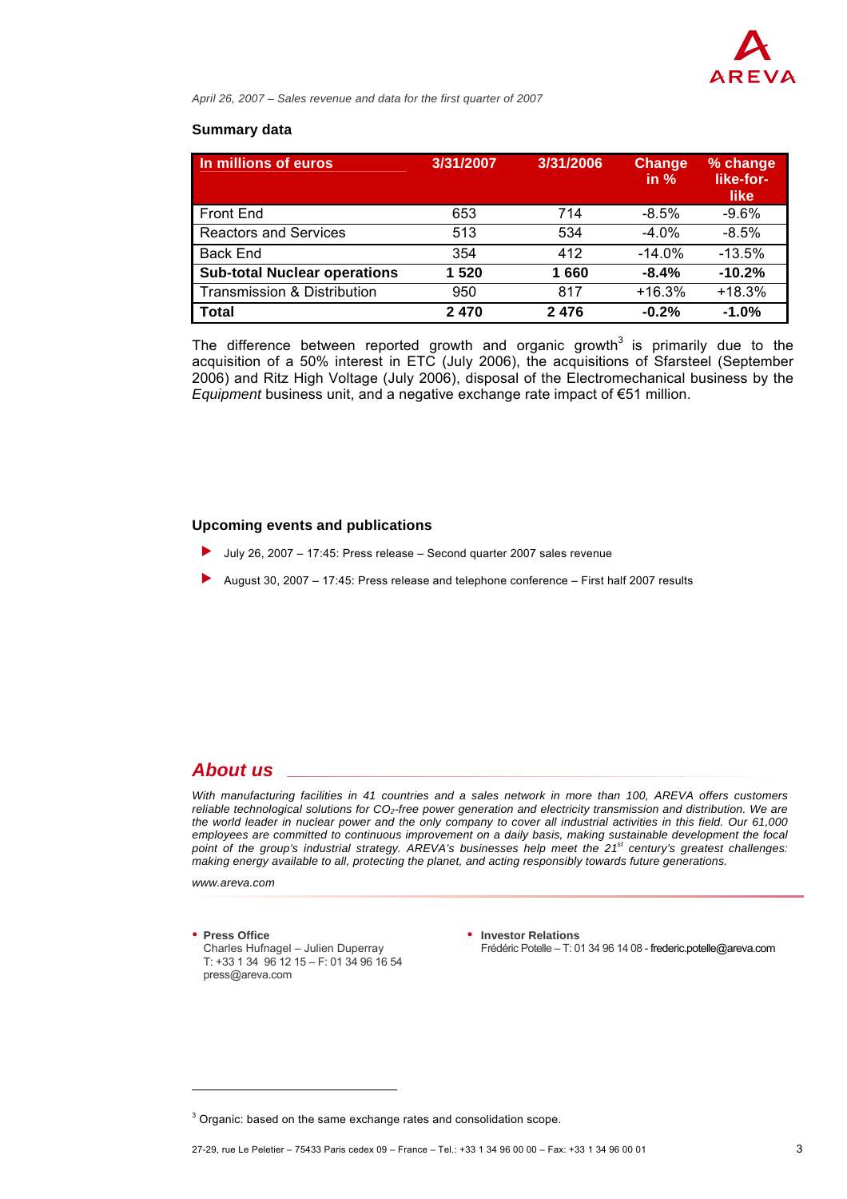*April 26, 2007 – Sales revenue and data for the first quarter of 2007*

### Summary data

| In millions of euros | 3/31/2007 | 3/31/2006 | Change in % | % change like-for-like |
|---|---|---|---|---|
| Front End | 653 | 714 | -8.5% | -9.6% |
| Reactors and Services | 513 | 534 | -4.0% | -8.5% |
| Back End | 354 | 412 | -14.0% | -13.5% |
| **Sub-total Nuclear operations** | **1 520** | **1 660** | **-8.4%** | **-10.2%** |
| Transmission & Distribution | 950 | 817 | +16.3% | +18.3% |
| **Total** | **2 470** | **2 476** | **-0.2%** | **-1.0%** |

The difference between reported growth and organic growth[3] is primarily due to the acquisition of a 50% interest in ETC (July 2006), the acquisitions of Sfarsteel (September 2006) and Ritz High Voltage (July 2006), disposal of the Electromechanical business by the *Equipment* business unit, and a negative exchange rate impact of €51 million.

### Upcoming events and publications

- July 26, 2007 – 17:45: Press release – Second quarter 2007 sales revenue
- August 30, 2007 – 17:45: Press release and telephone conference – First half 2007 results

## *About us*

*With manufacturing facilities in 41 countries and a sales network in more than 100, AREVA offers customers reliable technological solutions for $CO_2$-free power generation and electricity transmission and distribution. We are the world leader in nuclear power and the only company to cover all industrial activities in this field. Our 61,000 employees are committed to continuous improvement on a daily basis, making sustainable development the focal point of the group's industrial strategy. AREVA's businesses help meet the 21st century's greatest challenges: making energy available to all, protecting the planet, and acting responsibly towards future generations.*

*www.areva.com*

- **Press Office**
  Charles Hufnagel – Julien Duperray
  T: +33 1 34 96 12 15 – F: 01 34 96 16 54
  press@areva.com

- **Investor Relations**
  Frédéric Potelle – T: 01 34 96 14 08 - frederic.potelle@areva.com

[3] Organic: based on the same exchange rates and consolidation scope.

27-29, rue Le Peletier – 75433 Paris cedex 09 – France – Tel.: +33 1 34 96 00 00 – Fax: +33 1 34 96 00 01